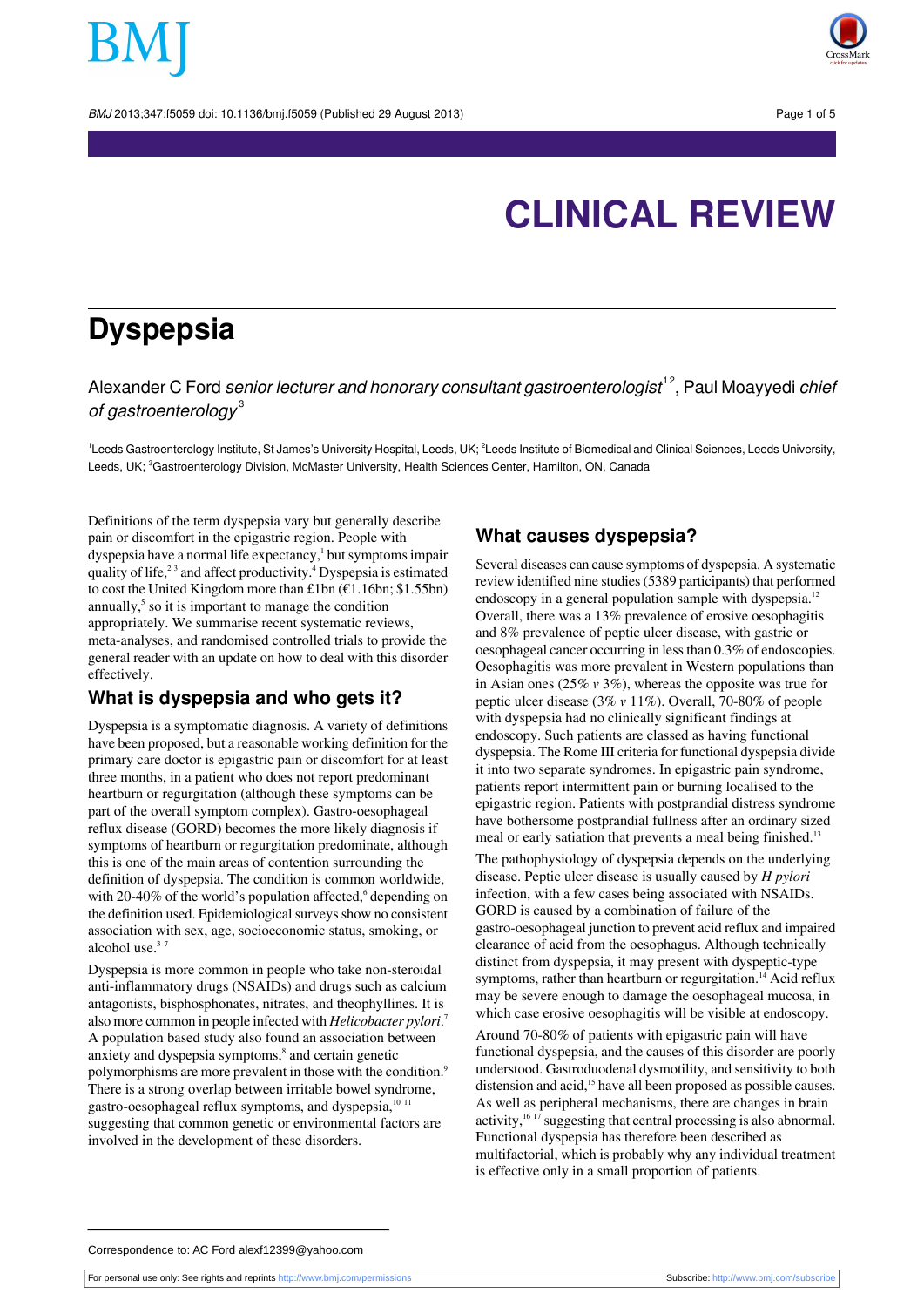# CLINICAL REVIEW

## Dyspepsia

Alexander C Ford *senior lecturer and honorary consultant gastroenterologist*[1,2], Paul Moayyedi *chief of gastroenterology*[3]

[1]Leeds Gastroenterology Institute, St James's University Hospital, Leeds, UK; [2]Leeds Institute of Biomedical and Clinical Sciences, Leeds University, Leeds, UK; [3]Gastroenterology Division, McMaster University, Health Sciences Center, Hamilton, ON, Canada

Definitions of the term dyspepsia vary but generally describe pain or discomfort in the epigastric region. People with dyspepsia have a normal life expectancy,[1] but symptoms impair quality of life,[2,3] and affect productivity.[4] Dyspepsia is estimated to cost the United Kingdom more than £1bn (€1.16bn; $1.55bn) annually,[5] so it is important to manage the condition appropriately. We summarise recent systematic reviews, meta-analyses, and randomised controlled trials to provide the general reader with an update on how to deal with this disorder effectively.

### What is dyspepsia and who gets it?

Dyspepsia is a symptomatic diagnosis. A variety of definitions have been proposed, but a reasonable working definition for the primary care doctor is epigastric pain or discomfort for at least three months, in a patient who does not report predominant heartburn or regurgitation (although these symptoms can be part of the overall symptom complex). Gastro-oesophageal reflux disease (GORD) becomes the more likely diagnosis if symptoms of heartburn or regurgitation predominate, although this is one of the main areas of contention surrounding the definition of dyspepsia. The condition is common worldwide, with 20-40% of the world's population affected,[6] depending on the definition used. Epidemiological surveys show no consistent association with sex, age, socioeconomic status, smoking, or alcohol use.[3,7]

Dyspepsia is more common in people who take non-steroidal anti-inflammatory drugs (NSAIDs) and drugs such as calcium antagonists, bisphosphonates, nitrates, and theophyllines. It is also more common in people infected with *Helicobacter pylori*.[7] A population based study also found an association between anxiety and dyspepsia symptoms,[8] and certain genetic polymorphisms are more prevalent in those with the condition.[9] There is a strong overlap between irritable bowel syndrome, gastro-oesophageal reflux symptoms, and dyspepsia,[10,11] suggesting that common genetic or environmental factors are involved in the development of these disorders.

### What causes dyspepsia?

Several diseases can cause symptoms of dyspepsia. A systematic review identified nine studies (5389 participants) that performed endoscopy in a general population sample with dyspepsia.[12] Overall, there was a 13% prevalence of erosive oesophagitis and 8% prevalence of peptic ulcer disease, with gastric or oesophageal cancer occurring in less than 0.3% of endoscopies. Oesophagitis was more prevalent in Western populations than in Asian ones (25% *v* 3%), whereas the opposite was true for peptic ulcer disease (3% *v* 11%). Overall, 70-80% of people with dyspepsia had no clinically significant findings at endoscopy. Such patients are classed as having functional dyspepsia. The Rome III criteria for functional dyspepsia divide it into two separate syndromes. In epigastric pain syndrome, patients report intermittent pain or burning localised to the epigastric region. Patients with postprandial distress syndrome have bothersome postprandial fullness after an ordinary sized meal or early satiation that prevents a meal being finished.[13]

The pathophysiology of dyspepsia depends on the underlying disease. Peptic ulcer disease is usually caused by *H pylori* infection, with a few cases being associated with NSAIDs. GORD is caused by a combination of failure of the gastro-oesophageal junction to prevent acid reflux and impaired clearance of acid from the oesophagus. Although technically distinct from dyspepsia, it may present with dyspeptic-type symptoms, rather than heartburn or regurgitation.[14] Acid reflux may be severe enough to damage the oesophageal mucosa, in which case erosive oesophagitis will be visible at endoscopy.

Around 70-80% of patients with epigastric pain will have functional dyspepsia, and the causes of this disorder are poorly understood. Gastroduodenal dysmotility, and sensitivity to both distension and acid,[15] have all been proposed as possible causes. As well as peripheral mechanisms, there are changes in brain activity,[16,17] suggesting that central processing is also abnormal. Functional dyspepsia has therefore been described as multifactorial, which is probably why any individual treatment is effective only in a small proportion of patients.

Correspondence to: AC Ford alexf12399@yahoo.com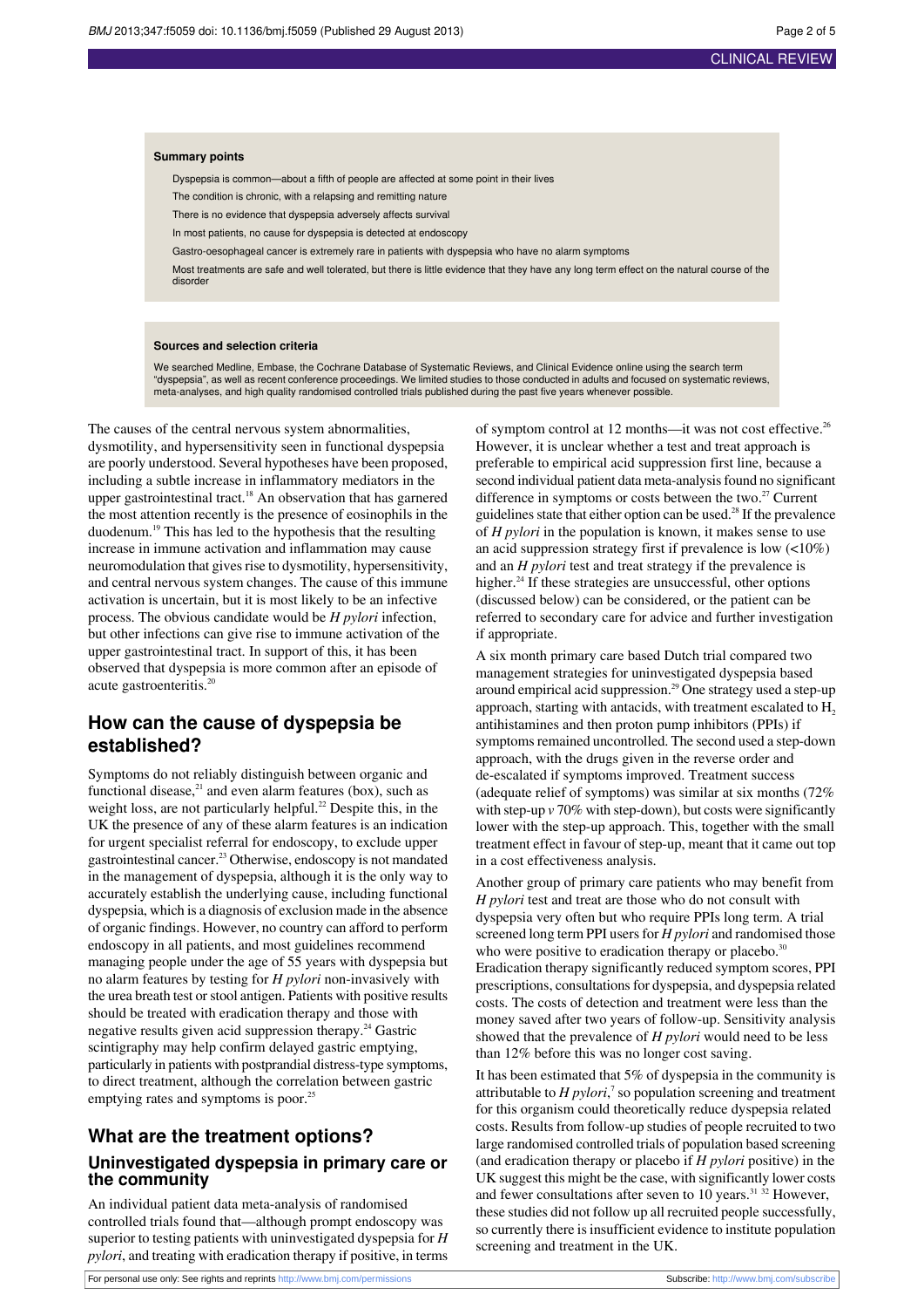**Summary points**

Dyspepsia is common—about a fifth of people are affected at some point in their lives

The condition is chronic, with a relapsing and remitting nature

There is no evidence that dyspepsia adversely affects survival

In most patients, no cause for dyspepsia is detected at endoscopy

Gastro-oesophageal cancer is extremely rare in patients with dyspepsia who have no alarm symptoms

Most treatments are safe and well tolerated, but there is little evidence that they have any long term effect on the natural course of the disorder

**Sources and selection criteria**

We searched Medline, Embase, the Cochrane Database of Systematic Reviews, and Clinical Evidence online using the search term "dyspepsia", as well as recent conference proceedings. We limited studies to those conducted in adults and focused on systematic reviews, meta-analyses, and high quality randomised controlled trials published during the past five years whenever possible.

The causes of the central nervous system abnormalities, dysmotility, and hypersensitivity seen in functional dyspepsia are poorly understood. Several hypotheses have been proposed, including a subtle increase in inflammatory mediators in the upper gastrointestinal tract.[18] An observation that has garnered the most attention recently is the presence of eosinophils in the duodenum.[19] This has led to the hypothesis that the resulting increase in immune activation and inflammation may cause neuromodulation that gives rise to dysmotility, hypersensitivity, and central nervous system changes. The cause of this immune activation is uncertain, but it is most likely to be an infective process. The obvious candidate would be *H pylori* infection, but other infections can give rise to immune activation of the upper gastrointestinal tract. In support of this, it has been observed that dyspepsia is more common after an episode of acute gastroenteritis.[20]

## How can the cause of dyspepsia be established?

Symptoms do not reliably distinguish between organic and functional disease,[21] and even alarm features (box), such as weight loss, are not particularly helpful.[22] Despite this, in the UK the presence of any of these alarm features is an indication for urgent specialist referral for endoscopy, to exclude upper gastrointestinal cancer.[23] Otherwise, endoscopy is not mandated in the management of dyspepsia, although it is the only way to accurately establish the underlying cause, including functional dyspepsia, which is a diagnosis of exclusion made in the absence of organic findings. However, no country can afford to perform endoscopy in all patients, and most guidelines recommend managing people under the age of 55 years with dyspepsia but no alarm features by testing for *H pylori* non-invasively with the urea breath test or stool antigen. Patients with positive results should be treated with eradication therapy and those with negative results given acid suppression therapy.[24] Gastric scintigraphy may help confirm delayed gastric emptying, particularly in patients with postprandial distress-type symptoms, to direct treatment, although the correlation between gastric emptying rates and symptoms is poor.[25]

## What are the treatment options?

### Uninvestigated dyspepsia in primary care or the community

An individual patient data meta-analysis of randomised controlled trials found that—although prompt endoscopy was superior to testing patients with uninvestigated dyspepsia for *H pylori*, and treating with eradication therapy if positive, in terms of symptom control at 12 months—it was not cost effective.[26] However, it is unclear whether a test and treat approach is preferable to empirical acid suppression first line, because a second individual patient data meta-analysis found no significant difference in symptoms or costs between the two.[27] Current guidelines state that either option can be used.[28] If the prevalence of *H pylori* in the population is known, it makes sense to use an acid suppression strategy first if prevalence is low (<10%) and an *H pylori* test and treat strategy if the prevalence is higher.[24] If these strategies are unsuccessful, other options (discussed below) can be considered, or the patient can be referred to secondary care for advice and further investigation if appropriate.

A six month primary care based Dutch trial compared two management strategies for uninvestigated dyspepsia based around empirical acid suppression.[29] One strategy used a step-up approach, starting with antacids, with treatment escalated to $H_2$ antihistamines and then proton pump inhibitors (PPIs) if symptoms remained uncontrolled. The second used a step-down approach, with the drugs given in the reverse order and de-escalated if symptoms improved. Treatment success (adequate relief of symptoms) was similar at six months (72% with step-up *v* 70% with step-down), but costs were significantly lower with the step-up approach. This, together with the small treatment effect in favour of step-up, meant that it came out top in a cost effectiveness analysis.

Another group of primary care patients who may benefit from *H pylori* test and treat are those who do not consult with dyspepsia very often but who require PPIs long term. A trial screened long term PPI users for *H pylori* and randomised those who were positive to eradication therapy or placebo.[30] Eradication therapy significantly reduced symptom scores, PPI prescriptions, consultations for dyspepsia, and dyspepsia related costs. The costs of detection and treatment were less than the money saved after two years of follow-up. Sensitivity analysis showed that the prevalence of *H pylori* would need to be less than 12% before this was no longer cost saving.

It has been estimated that 5% of dyspepsia in the community is attributable to *H pylori*,[7] so population screening and treatment for this organism could theoretically reduce dyspepsia related costs. Results from follow-up studies of people recruited to two large randomised controlled trials of population based screening (and eradication therapy or placebo if *H pylori* positive) in the UK suggest this might be the case, with significantly lower costs and fewer consultations after seven to 10 years.[31,32] However, these studies did not follow up all recruited people successfully, so currently there is insufficient evidence to institute population screening and treatment in the UK.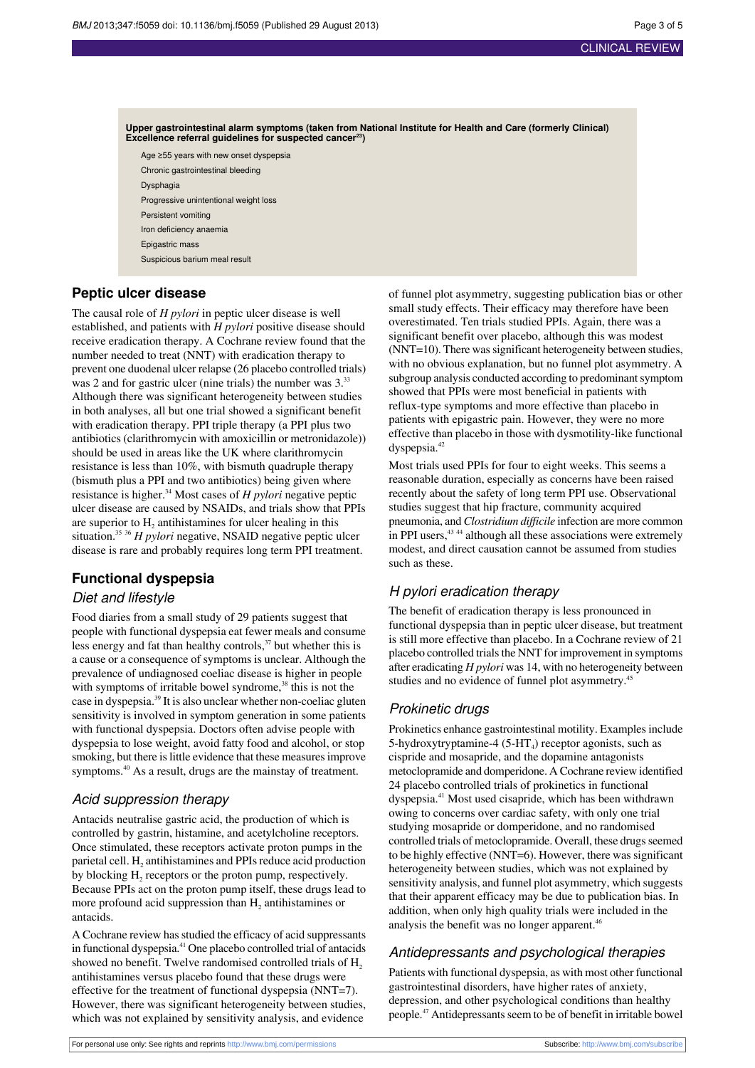**Upper gastrointestinal alarm symptoms (taken from National Institute for Health and Care (formerly Clinical) Excellence referral guidelines for suspected cancer[29])**

- Age ≥55 years with new onset dyspepsia
- Chronic gastrointestinal bleeding
- Dysphagia
- Progressive unintentional weight loss
- Persistent vomiting
- Iron deficiency anaemia
- Epigastric mass
- Suspicious barium meal result

## Peptic ulcer disease

The causal role of *H pylori* in peptic ulcer disease is well established, and patients with *H pylori* positive disease should receive eradication therapy. A Cochrane review found that the number needed to treat (NNT) with eradication therapy to prevent one duodenal ulcer relapse (26 placebo controlled trials) was 2 and for gastric ulcer (nine trials) the number was 3.[33] Although there was significant heterogeneity between studies in both analyses, all but one trial showed a significant benefit with eradication therapy. PPI triple therapy (a PPI plus two antibiotics (clarithromycin with amoxicillin or metronidazole)) should be used in areas like the UK where clarithromycin resistance is less than 10%, with bismuth quadruple therapy (bismuth plus a PPI and two antibiotics) being given where resistance is higher.[34] Most cases of *H pylori* negative peptic ulcer disease are caused by NSAIDs, and trials show that PPIs are superior to $H_2$ antihistamines for ulcer healing in this situation.[35,36] *H pylori* negative, NSAID negative peptic ulcer disease is rare and probably requires long term PPI treatment.

## Functional dyspepsia

### Diet and lifestyle

Food diaries from a small study of 29 patients suggest that people with functional dyspepsia eat fewer meals and consume less energy and fat than healthy controls,[37] but whether this is a cause or a consequence of symptoms is unclear. Although the prevalence of undiagnosed coeliac disease is higher in people with symptoms of irritable bowel syndrome,[38] this is not the case in dyspepsia.[39] It is also unclear whether non-coeliac gluten sensitivity is involved in symptom generation in some patients with functional dyspepsia. Doctors often advise people with dyspepsia to lose weight, avoid fatty food and alcohol, or stop smoking, but there is little evidence that these measures improve symptoms.[40] As a result, drugs are the mainstay of treatment.

### Acid suppression therapy

Antacids neutralise gastric acid, the production of which is controlled by gastrin, histamine, and acetylcholine receptors. Once stimulated, these receptors activate proton pumps in the parietal cell. $H_2$ antihistamines and PPIs reduce acid production by blocking $H_2$ receptors or the proton pump, respectively. Because PPIs act on the proton pump itself, these drugs lead to more profound acid suppression than $H_2$ antihistamines or antacids.

A Cochrane review has studied the efficacy of acid suppressants in functional dyspepsia.[41] One placebo controlled trial of antacids showed no benefit. Twelve randomised controlled trials of $H_2$ antihistamines versus placebo found that these drugs were effective for the treatment of functional dyspepsia (NNT=7). However, there was significant heterogeneity between studies, which was not explained by sensitivity analysis, and evidence of funnel plot asymmetry, suggesting publication bias or other small study effects. Their efficacy may therefore have been overestimated. Ten trials studied PPIs. Again, there was a significant benefit over placebo, although this was modest (NNT=10). There was significant heterogeneity between studies, with no obvious explanation, but no funnel plot asymmetry. A subgroup analysis conducted according to predominant symptom showed that PPIs were most beneficial in patients with reflux-type symptoms and more effective than placebo in patients with epigastric pain. However, they were no more effective than placebo in those with dysmotility-like functional dyspepsia.[42]

Most trials used PPIs for four to eight weeks. This seems a reasonable duration, especially as concerns have been raised recently about the safety of long term PPI use. Observational studies suggest that hip fracture, community acquired pneumonia, and *Clostridium difficile* infection are more common in PPI users,[43,44] although all these associations were extremely modest, and direct causation cannot be assumed from studies such as these.

### H pylori eradication therapy

The benefit of eradication therapy is less pronounced in functional dyspepsia than in peptic ulcer disease, but treatment is still more effective than placebo. In a Cochrane review of 21 placebo controlled trials the NNT for improvement in symptoms after eradicating *H pylori* was 14, with no heterogeneity between studies and no evidence of funnel plot asymmetry.[45]

### Prokinetic drugs

Prokinetics enhance gastrointestinal motility. Examples include 5-hydroxytryptamine-4 (5-$HT_4$) receptor agonists, such as cispride and mosapride, and the dopamine antagonists metoclopramide and domperidone. A Cochrane review identified 24 placebo controlled trials of prokinetics in functional dyspepsia.[41] Most used cisapride, which has been withdrawn owing to concerns over cardiac safety, with only one trial studying mosapride or domperidone, and no randomised controlled trials of metoclopramide. Overall, these drugs seemed to be highly effective (NNT=6). However, there was significant heterogeneity between studies, which was not explained by sensitivity analysis, and funnel plot asymmetry, which suggests that their apparent efficacy may be due to publication bias. In addition, when only high quality trials were included in the analysis the benefit was no longer apparent.[46]

### Antidepressants and psychological therapies

Patients with functional dyspepsia, as with most other functional gastrointestinal disorders, have higher rates of anxiety, depression, and other psychological conditions than healthy people.[47] Antidepressants seem to be of benefit in irritable bowel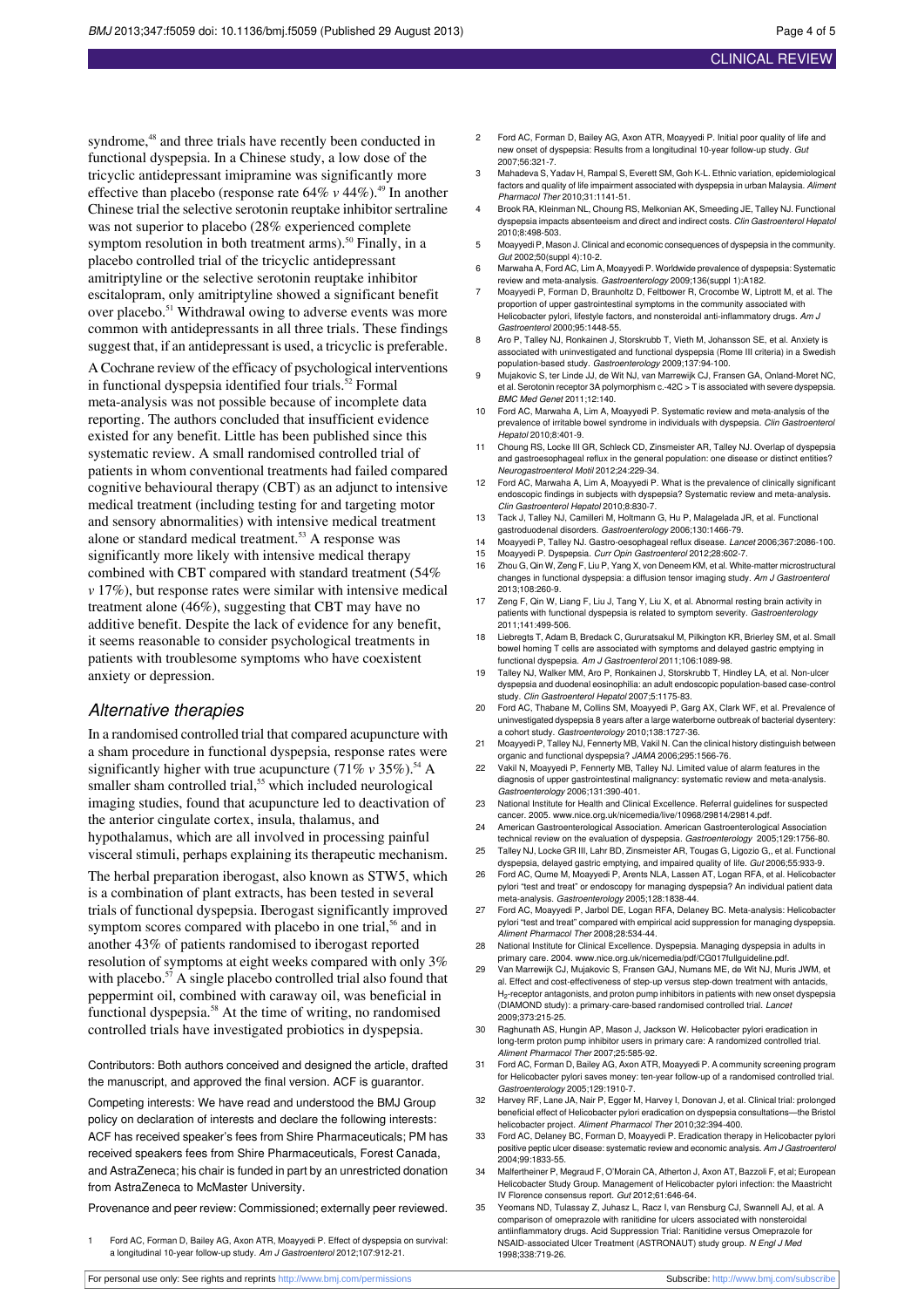syndrome,[48] and three trials have recently been conducted in functional dyspepsia. In a Chinese study, a low dose of the tricyclic antidepressant imipramine was significantly more effective than placebo (response rate 64% *v* 44%).[49] In another Chinese trial the selective serotonin reuptake inhibitor sertraline was not superior to placebo (28% experienced complete symptom resolution in both treatment arms).[50] Finally, in a placebo controlled trial of the tricyclic antidepressant amitriptyline or the selective serotonin reuptake inhibitor escitalopram, only amitriptyline showed a significant benefit over placebo.[51] Withdrawal owing to adverse events was more common with antidepressants in all three trials. These findings suggest that, if an antidepressant is used, a tricyclic is preferable.

A Cochrane review of the efficacy of psychological interventions in functional dyspepsia identified four trials.[52] Formal meta-analysis was not possible because of incomplete data reporting. The authors concluded that insufficient evidence existed for any benefit. Little has been published since this systematic review. A small randomised controlled trial of patients in whom conventional treatments had failed compared cognitive behavioural therapy (CBT) as an adjunct to intensive medical treatment (including testing for and targeting motor and sensory abnormalities) with intensive medical treatment alone or standard medical treatment.[53] A response was significantly more likely with intensive medical therapy combined with CBT compared with standard treatment (54% *v* 17%), but response rates were similar with intensive medical treatment alone (46%), suggesting that CBT may have no additive benefit. Despite the lack of evidence for any benefit, it seems reasonable to consider psychological treatments in patients with troublesome symptoms who have coexistent anxiety or depression.

## *Alternative therapies*

In a randomised controlled trial that compared acupuncture with a sham procedure in functional dyspepsia, response rates were significantly higher with true acupuncture (71% *v* 35%).[54] A smaller sham controlled trial,[55] which included neurological imaging studies, found that acupuncture led to deactivation of the anterior cingulate cortex, insula, thalamus, and hypothalamus, which are all involved in processing painful visceral stimuli, perhaps explaining its therapeutic mechanism.

The herbal preparation iberogast, also known as STW5, which is a combination of plant extracts, has been tested in several trials of functional dyspepsia. Iberogast significantly improved symptom scores compared with placebo in one trial,[56] and in another 43% of patients randomised to iberogast reported resolution of symptoms at eight weeks compared with only 3% with placebo.[57] A single placebo controlled trial also found that peppermint oil, combined with caraway oil, was beneficial in functional dyspepsia.[58] At the time of writing, no randomised controlled trials have investigated probiotics in dyspepsia.

Contributors: Both authors conceived and designed the article, drafted the manuscript, and approved the final version. ACF is guarantor.

Competing interests: We have read and understood the BMJ Group policy on declaration of interests and declare the following interests: ACF has received speaker's fees from Shire Pharmaceuticals; PM has received speakers fees from Shire Pharmaceuticals, Forest Canada, and AstraZeneca; his chair is funded in part by an unrestricted donation from AstraZeneca to McMaster University.

Provenance and peer review: Commissioned; externally peer reviewed.

1. Ford AC, Forman D, Bailey AG, Axon ATR, Moayyedi P. Effect of dyspepsia on survival: a longitudinal 10-year follow-up study. *Am J Gastroenterol* 2012;107:912-21.
2. Ford AC, Forman D, Bailey AG, Axon ATR, Moayyedi P. Initial poor quality of life and new onset of dyspepsia: Results from a longitudinal 10-year follow-up study. *Gut* 2007;56:321-7.
3. Mahadeva S, Yadav H, Rampal S, Everett SM, Goh K-L. Ethnic variation, epidemiological factors and quality of life impairment associated with dyspepsia in urban Malaysia. *Aliment Pharmacol Ther* 2010;31:1141-51.
4. Brook RA, Kleinman NL, Choung RS, Melkonian AK, Smeeding JE, Talley NJ. Functional dyspepsia impacts absenteeism and direct and indirect costs. *Clin Gastroenterol Hepatol* 2010;8:498-503.
5. Moayyedi P, Mason J. Clinical and economic consequences of dyspepsia in the community. *Gut* 2002;50(suppl 4):10-2.
6. Marwaha A, Ford AC, Lim A, Moayyedi P. Worldwide prevalence of dyspepsia: Systematic review and meta-analysis. *Gastroenterology* 2009;136(suppl 1):A182.
7. Moayyedi P, Forman D, Braunholtz D, Feltbower R, Crocombe W, Liptrott M, et al. The proportion of upper gastrointestinal symptoms in the community associated with Helicobacter pylori, lifestyle factors, and nonsteroidal anti-inflammatory drugs. *Am J Gastroenterol* 2000;95:1448-55.
8. Aro P, Talley NJ, Ronkainen J, Storskrubb T, Vieth M, Johansson SE, et al. Anxiety is associated with uninvestigated and functional dyspepsia (Rome III criteria) in a Swedish population-based study. *Gastroenterology* 2009;137:94-100.
9. Mujakovic S, ter Linde JJ, de Wit NJ, van Marrewijk CJ, Fransen GA, Onland-Moret NC, et al. Serotonin receptor 3A polymorphism c.-42C > T is associated with severe dyspepsia. *BMC Med Genet* 2011;12:140.
10. Ford AC, Marwaha A, Lim A, Moayyedi P. Systematic review and meta-analysis of the prevalence of irritable bowel syndrome in individuals with dyspepsia. *Clin Gastroenterol Hepatol* 2010;8:401-9.
11. Choung RS, Locke III GR, Schleck CD, Zinsmeister AR, Talley NJ. Overlap of dyspepsia and gastroesophageal reflux in the general population: one disease or distinct entities? *Neurogastroenterol Motil* 2012;24:229-34.
12. Ford AC, Marwaha A, Lim A, Moayyedi P. What is the prevalence of clinically significant endoscopic findings in subjects with dyspepsia? Systematic review and meta-analysis. *Clin Gastroenterol Hepatol* 2010;8:830-7.
13. Tack J, Talley NJ, Camilleri M, Holtmann G, Hu P, Malagelada JR, et al. Functional gastroduodenal disorders. *Gastroenterology* 2006;130:1466-79.
14. Moayyedi P, Talley NJ. Gastro-oesophageal reflux disease. *Lancet* 2006;367:2086-100.
15. Moayyedi P. Dyspepsia. *Curr Opin Gastroenterol* 2012;28:602-7.
16. Zhou G, Qin W, Zeng F, Liu P, Yang X, von Deneem KM, et al. White-matter microstructural changes in functional dyspepsia: a diffusion tensor imaging study. *Am J Gastroenterol* 2013;108:260-9.
17. Zeng F, Qin W, Liang F, Liu J, Tang Y, Liu X, et al. Abnormal resting brain activity in patients with functional dyspepsia is related to symptom severity. *Gastroenterology* 2011;141:499-506.
18. Liebregts T, Adam B, Bredack C, Gururatsakul M, Pilkington KR, Brierley SM, et al. Small bowel homing T cells are associated with symptoms and delayed gastric emptying in functional dyspepsia. *Am J Gastroenterol* 2011;106:1089-98.
19. Talley NJ, Walker MM, Aro P, Ronkainen J, Storskrubb T, Hindley LA, et al. Non-ulcer dyspepsia and duodenal eosinophilia: an adult endoscopic population-based case-control study. *Clin Gastroenterol Hepatol* 2007;5:1175-83.
20. Ford AC, Thabane M, Collins SM, Moayyedi P, Garg AX, Clark WF, et al. Prevalence of uninvestigated dyspepsia 8 years after a large waterborne outbreak of bacterial dysentery: a cohort study. *Gastroenterology* 2010;138:1727-36.
21. Moayyedi P, Talley NJ, Fennerty MB, Vakil N. Can the clinical history distinguish between organic and functional dyspepsia? *JAMA* 2006;295:1566-76.
22. Vakil N, Moayyedi P, Fennerty MB, Talley NJ. Limited value of alarm features in the diagnosis of upper gastrointestinal malignancy: systematic review and meta-analysis. *Gastroenterology* 2006;131:390-401.
23. National Institute for Health and Clinical Excellence. Referral guidelines for suspected cancer. 2005. www.nice.org.uk/nicemedia/live/10968/29814/29814.pdf.
24. American Gastroenterological Association. American Gastroenterological Association technical review on the evaluation of dyspepsia. *Gastroenterology* 2005;129:1756-80.
25. Talley NJ, Locke GR III, Lahr BD, Zinsmeister AR, Tougas G, Ligozio G., et al. Functional dyspepsia, delayed gastric emptying, and impaired quality of life. *Gut* 2006;55:933-9.
26. Ford AC, Qume M, Moayyedi P, Arents NLA, Lassen AT, Logan RFA, et al. Helicobacter pylori "test and treat" or endoscopy for managing dyspepsia? An individual patient data meta-analysis. *Gastroenterology* 2005;128:1838-44.
27. Ford AC, Moayyedi P, Jarbol DE, Logan RFA, Delaney BC. Meta-analysis: Helicobacter pylori "test and treat" compared with empirical acid suppression for managing dyspepsia. *Aliment Pharmacol Ther* 2008;28:534-44.
28. National Institute for Clinical Excellence. Dyspepsia. Managing dyspepsia in adults in primary care. 2004. www.nice.org.uk/nicemedia/pdf/CG017fullguideline.pdf.
29. Van Marrewijk CJ, Mujakovic S, Fransen GAJ, Numans ME, de Wit NJ, Muris JWM, et al. Effect and cost-effectiveness of step-up versus step-down treatment with antacids, $H_2$-receptor antagonists, and proton pump inhibitors in patients with new onset dyspepsia (DIAMOND study): a primary-care-based randomised controlled trial. *Lancet* 2009;373:215-25.
30. Raghunath AS, Hungin AP, Mason J, Jackson W. Helicobacter pylori eradication in long-term proton pump inhibitor users in primary care: A randomized controlled trial. *Aliment Pharmacol Ther* 2007;25:585-92.
31. Ford AC, Forman D, Bailey AG, Axon ATR, Moayyedi P. A community screening program for Helicobacter pylori saves money: ten-year follow-up of a randomised controlled trial. *Gastroenterology* 2005;129:1910-7.
32. Harvey RF, Lane JA, Nair P, Egger M, Harvey I, Donovan J, et al. Clinical trial: prolonged beneficial effect of Helicobacter pylori eradication on dyspepsia consultations—the Bristol helicobacter project. *Aliment Pharmacol Ther* 2010;32:394-400.
33. Ford AC, Delaney BC, Forman D, Moayyedi P. Eradication therapy in Helicobacter pylori positive peptic ulcer disease: systematic review and economic analysis. *Am J Gastroenterol* 2004;99:1833-55.
34. Malfertheiner P, Megraud F, O'Morain CA, Atherton J, Axon AT, Bazzoli F, et al; European Helicobacter Study Group. Management of Helicobacter pylori infection: the Maastricht IV Florence consensus report. *Gut* 2012;61:646-64.
35. Yeomans ND, Tulassay Z, Juhasz L, Racz I, van Rensburg CJ, Swannell AJ, et al. A comparison of omeprazole with ranitidine for ulcers associated with nonsteroidal antiinflammatory drugs. Acid Suppression Trial: Ranitidine versus Omeprazole for NSAID-associated Ulcer Treatment (ASTRONAUT) study group. *N Engl J Med* 1998;338:719-26.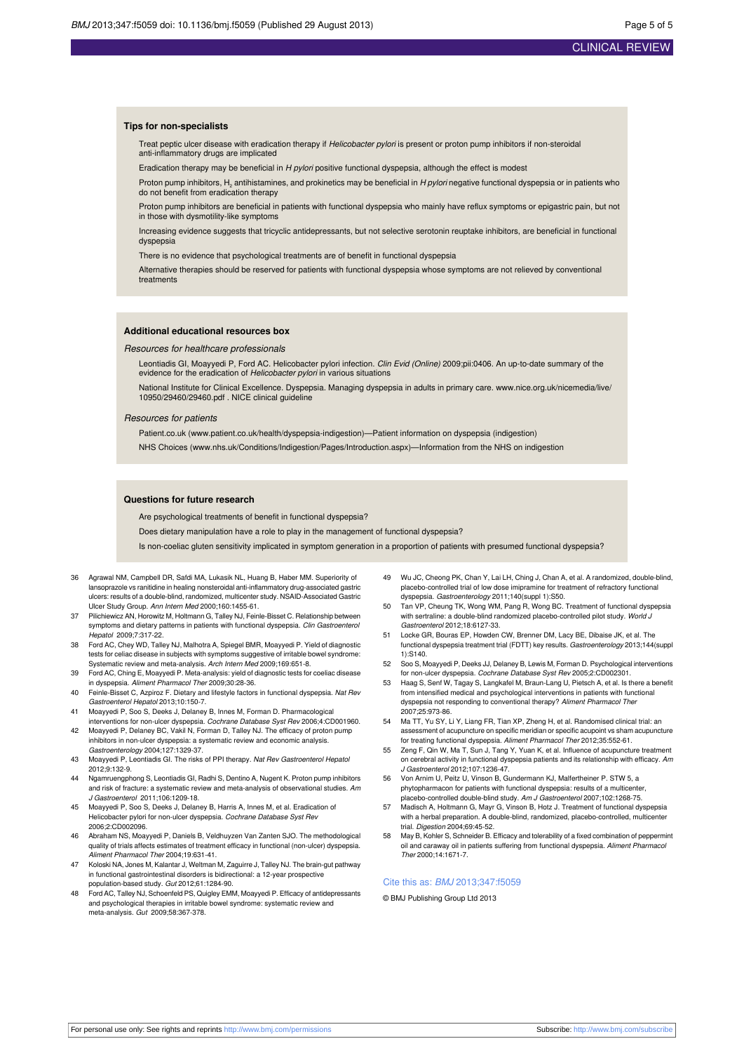### Tips for non-specialists

Treat peptic ulcer disease with eradication therapy if *Helicobacter pylori* is present or proton pump inhibitors if non-steroidal anti-inflammatory drugs are implicated

Eradication therapy may be beneficial in *H pylori* positive functional dyspepsia, although the effect is modest

Proton pump inhibitors, $H_2$ antihistamines, and prokinetics may be beneficial in *H pylori* negative functional dyspepsia or in patients who do not benefit from eradication therapy

Proton pump inhibitors are beneficial in patients with functional dyspepsia who mainly have reflux symptoms or epigastric pain, but not in those with dysmotility-like symptoms

Increasing evidence suggests that tricyclic antidepressants, but not selective serotonin reuptake inhibitors, are beneficial in functional dyspepsia

There is no evidence that psychological treatments are of benefit in functional dyspepsia

Alternative therapies should be reserved for patients with functional dyspepsia whose symptoms are not relieved by conventional treatments

### Additional educational resources box

*Resources for healthcare professionals*

Leontiadis GI, Moayyedi P, Ford AC. Helicobacter pylori infection. *Clin Evid (Online)* 2009;pii:0406. An up-to-date summary of the evidence for the eradication of *Helicobacter pylori* in various situations

National Institute for Clinical Excellence. Dyspepsia. Managing dyspepsia in adults in primary care. www.nice.org.uk/nicemedia/live/10950/29460/29460.pdf . NICE clinical guideline

*Resources for patients*

Patient.co.uk (www.patient.co.uk/health/dyspepsia-indigestion)—Patient information on dyspepsia (indigestion)

NHS Choices (www.nhs.uk/Conditions/Indigestion/Pages/Introduction.aspx)—Information from the NHS on indigestion

### Questions for future research

Are psychological treatments of benefit in functional dyspepsia?

Does dietary manipulation have a role to play in the management of functional dyspepsia?

Is non-coeliac gluten sensitivity implicated in symptom generation in a proportion of patients with presumed functional dyspepsia?

36 Agrawal NM, Campbell DR, Safdi MA, Lukasik NL, Huang B, Haber MM. Superiority of lansoprazole vs ranitidine in healing nonsteroidal anti-inflammatory drug-associated gastric ulcers: results of a double-blind, randomized, multicenter study. NSAID-Associated Gastric Ulcer Study Group. *Ann Intern Med* 2000;160:1455-61.
37 Pilichiewicz AN, Horowitz M, Holtmann G, Talley NJ, Feinle-Bisset C. Relationship between symptoms and dietary patterns in patients with functional dyspepsia. *Clin Gastroenterol Hepatol* 2009;7:317-22.
38 Ford AC, Chey WD, Talley NJ, Malhotra A, Spiegel BMR, Moayyedi P. Yield of diagnostic tests for celiac disease in subjects with symptoms suggestive of irritable bowel syndrome: Systematic review and meta-analysis. *Arch Intern Med* 2009;169:651-8.
39 Ford AC, Ching E, Moayyedi P. Meta-analysis: yield of diagnostic tests for coeliac disease in dyspepsia. *Aliment Pharmacol Ther* 2009;30:28-36.
40 Feinle-Bisset C, Azpiroz F. Dietary and lifestyle factors in functional dyspepsia. *Nat Rev Gastroenterol Hepatol* 2013;10:150-7.
41 Moayyedi P, Soo S, Deeks J, Delaney B, Innes M, Forman D. Pharmacological interventions for non-ulcer dyspepsia. *Cochrane Database Syst Rev* 2006;4:CD001960.
42 Moayyedi P, Delaney BC, Vakil N, Forman D, Talley NJ. The efficacy of proton pump inhibitors in non-ulcer dyspepsia: a systematic review and economic analysis. *Gastroenterology* 2004;127:1329-37.
43 Moayyedi P, Leontiadis GI. The risks of PPI therapy. *Nat Rev Gastroenterol Hepatol* 2012;9:132-9.
44 Ngamruengphong S, Leontiadis GI, Radhi S, Dentino A, Nugent K. Proton pump inhibitors and risk of fracture: a systematic review and meta-analysis of observational studies. *Am J Gastroenterol* 2011;106:1209-18.
45 Moayyedi P, Soo S, Deeks J, Delaney B, Harris A, Innes M, et al. Eradication of Helicobacter pylori for non-ulcer dyspepsia. *Cochrane Database Syst Rev* 2006;2:CD002096.
46 Abraham NS, Moayyedi P, Daniels B, Veldhuyzen Van Zanten SJO. The methodological quality of trials affects estimates of treatment efficacy in functional (non-ulcer) dyspepsia. *Aliment Pharmacol Ther* 2004;19:631-41.
47 Koloski NA, Jones M, Kalantar J, Weltman M, Zaguirre J, Talley NJ. The brain-gut pathway in functional gastrointestinal disorders is bidirectional: a 12-year prospective population-based study. *Gut* 2012;61:1284-90.
48 Ford AC, Talley NJ, Schoenfeld PS, Quigley EMM, Moayyedi P. Efficacy of antidepressants and psychological therapies in irritable bowel syndrome: systematic review and meta-analysis. *Gut* 2009;58:367-378.
49 Wu JC, Cheong PK, Chan Y, Lai LH, Ching J, Chan A, et al. A randomized, double-blind, placebo-controlled trial of low dose imipramine for treatment of refractory functional dyspepsia. *Gastroenterology* 2011;140(suppl 1):S50.
50 Tan VP, Cheung TK, Wong WM, Pang R, Wong BC. Treatment of functional dyspepsia with sertraline: a double-blind randomized placebo-controlled pilot study. *World J Gastroenterol* 2012;18:6127-33.
51 Locke GR, Bouras EP, Howden CW, Brenner DM, Lacy BE, Dibaise JK, et al. The functional dyspepsia treatment trial (FDTT) key results. *Gastroenterology* 2013;144(suppl 1):S140.
52 Soo S, Moayyedi P, Deeks JJ, Delaney B, Lewis M, Forman D. Psychological interventions for non-ulcer dyspepsia. *Cochrane Database Syst Rev* 2005;2:CD002301.
53 Haag S, Senf W, Tagay S, Langkafel M, Braun-Lang U, Pietsch A, et al. Is there a benefit from intensified medical and psychological interventions in patients with functional dyspepsia not responding to conventional therapy? *Aliment Pharmacol Ther* 2007;25:973-86.
54 Ma TT, Yu SY, Li Y, Liang FR, Tian XP, Zheng H, et al. Randomised clinical trial: an assessment of acupuncture on specific meridian or specific acupoint vs sham acupuncture for treating functional dyspepsia. *Aliment Pharmacol Ther* 2012;35:552-61.
55 Zeng F, Qin W, Ma T, Sun J, Tang Y, Yuan K, et al. Influence of acupuncture treatment on cerebral activity in functional dyspepsia patients and its relationship with efficacy. *Am J Gastroenterol* 2012;107:1236-47.
56 Von Arnim U, Peitz U, Vinson B, Gundermann KJ, Malfertheiner P. STW 5, a phytopharmacon for patients with functional dyspepsia: results of a multicenter, placebo-controlled double-blind study. *Am J Gastroenterol* 2007;102:1268-75.
57 Madisch A, Holtmann G, Mayr G, Vinson B, Hotz J. Treatment of functional dyspepsia with a herbal preparation. A double-blind, randomized, placebo-controlled, multicenter trial. *Digestion* 2004;69:45-52.
58 May B, Kohler S, Schneider B. Efficacy and tolerability of a fixed combination of peppermint oil and caraway oil in patients suffering from functional dyspepsia. *Aliment Pharmacol Ther* 2000;14:1671-7.

Cite this as: *BMJ* 2013;347:f5059

© BMJ Publishing Group Ltd 2013